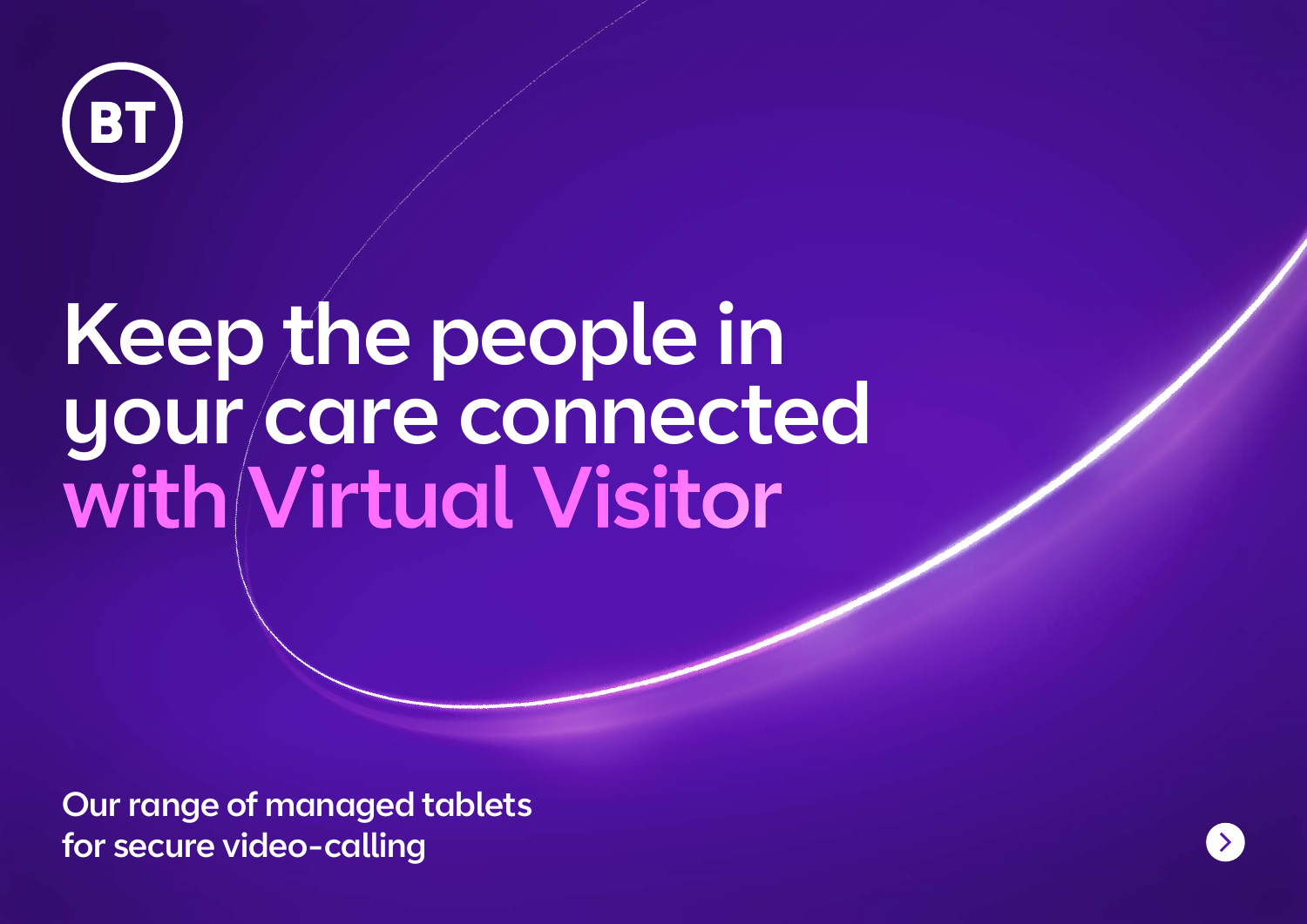BT

# Keep the people in your care connected with Virtual Visitor

Our range of managed tablets for secure video-calling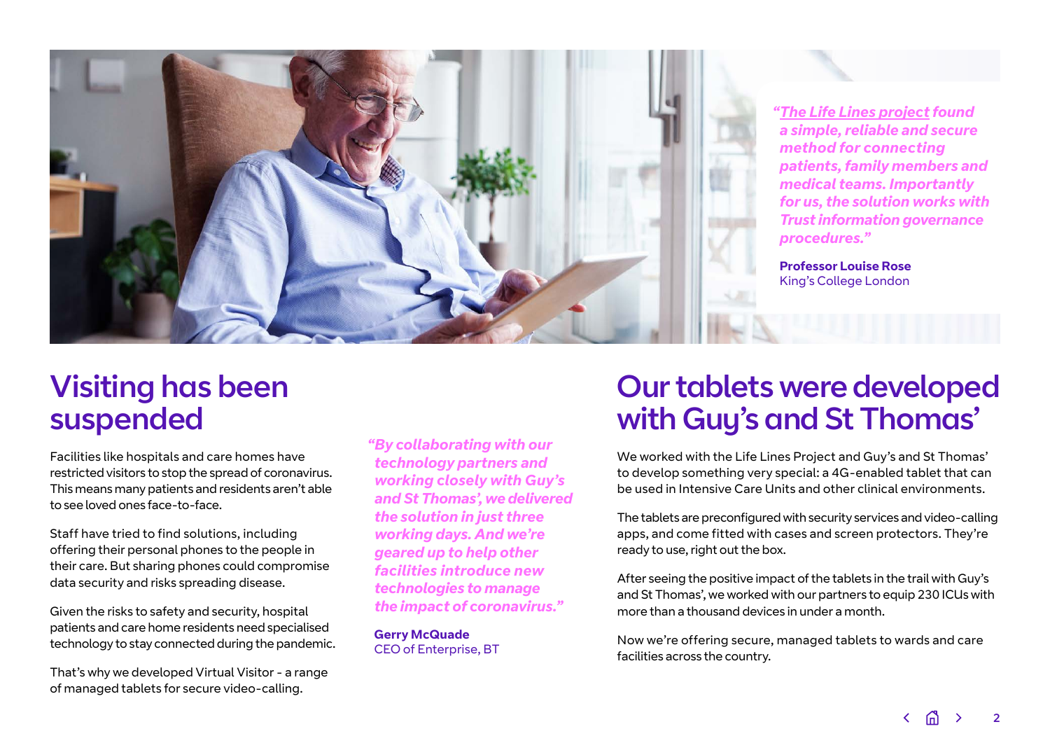*"[The Life Lines project](#) found a simple, reliable and secure method for connecting patients, family members and medical teams. Importantly for us, the solution works with Trust information governance procedures."*

**Professor Louise Rose**
King's College London

# Visiting has been suspended

Facilities like hospitals and care homes have restricted visitors to stop the spread of coronavirus. This means many patients and residents aren't able to see loved ones face-to-face.

Staff have tried to find solutions, including offering their personal phones to the people in their care. But sharing phones could compromise data security and risks spreading disease.

Given the risks to safety and security, hospital patients and care home residents need specialised technology to stay connected during the pandemic.

That's why we developed Virtual Visitor - a range of managed tablets for secure video-calling.

*"By collaborating with our technology partners and working closely with Guy's and St Thomas', we delivered the solution in just three working days. And we're geared up to help other facilities introduce new technologies to manage the impact of coronavirus."*

**Gerry McQuade**
CEO of Enterprise, BT

# Our tablets were developed with Guy's and St Thomas'

We worked with the Life Lines Project and Guy's and St Thomas' to develop something very special: a 4G-enabled tablet that can be used in Intensive Care Units and other clinical environments.

The tablets are preconfigured with security services and video-calling apps, and come fitted with cases and screen protectors. They're ready to use, right out the box.

After seeing the positive impact of the tablets in the trail with Guy's and St Thomas', we worked with our partners to equip 230 ICUs with more than a thousand devices in under a month.

Now we're offering secure, managed tablets to wards and care facilities across the country.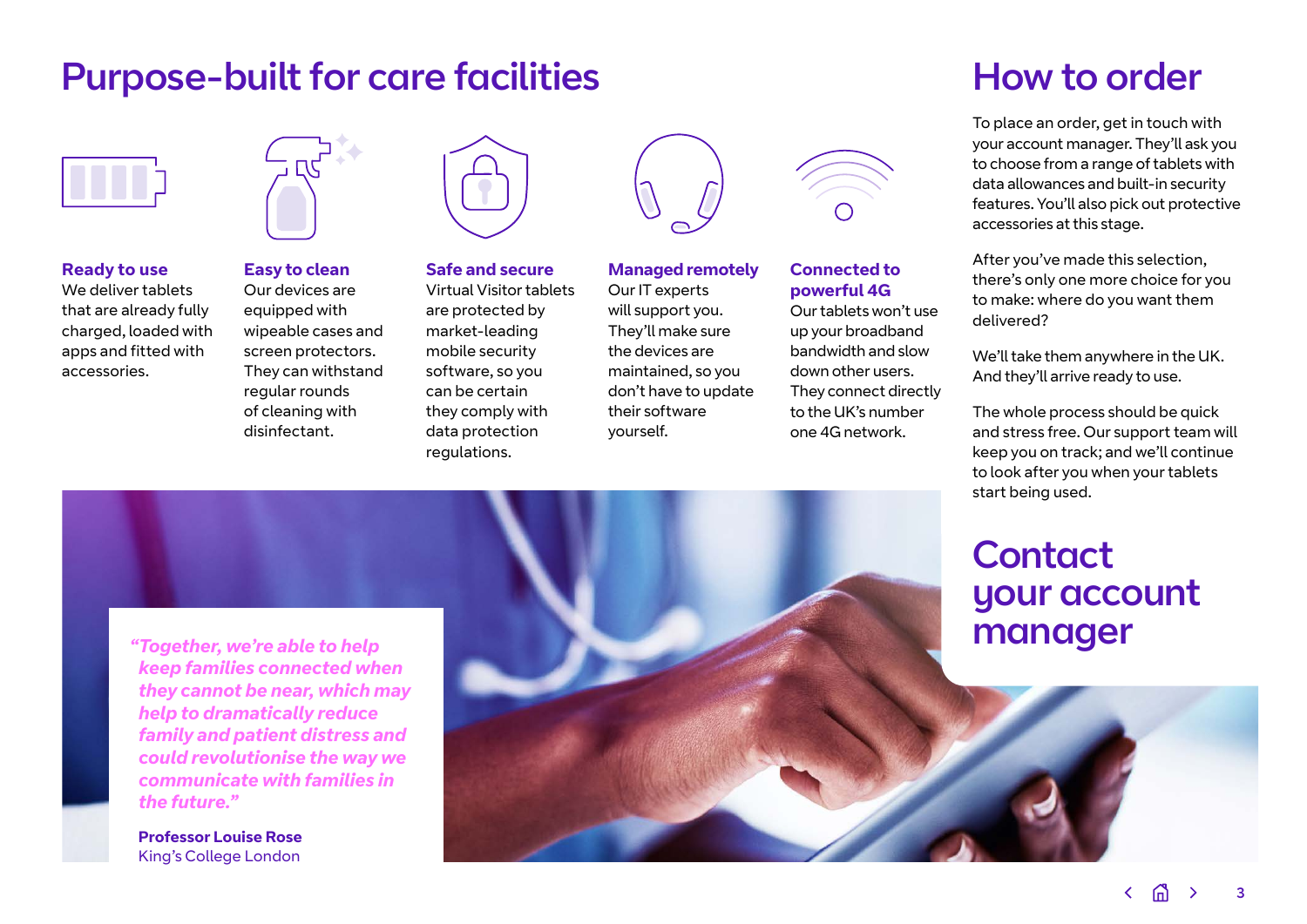# Purpose-built for care facilities

### Ready to use

We deliver tablets that are already fully charged, loaded with apps and fitted with accessories.

### Easy to clean

Our devices are equipped with wipeable cases and screen protectors. They can withstand regular rounds of cleaning with disinfectant.

### Safe and secure

Virtual Visitor tablets are protected by market-leading mobile security software, so you can be certain they comply with data protection regulations.

### Managed remotely

Our IT experts will support you. They'll make sure the devices are maintained, so you don't have to update their software yourself.

### Connected to powerful 4G

Our tablets won't use up your broadband bandwidth and slow down other users. They connect directly to the UK's number one 4G network.

*"Together, we're able to help keep families connected when they cannot be near, which may help to dramatically reduce family and patient distress and could revolutionise the way we communicate with families in the future."*

**Professor Louise Rose**
King's College London

# How to order

To place an order, get in touch with your account manager. They'll ask you to choose from a range of tablets with data allowances and built-in security features. You'll also pick out protective accessories at this stage.

After you've made this selection, there's only one more choice for you to make: where do you want them delivered?

We'll take them anywhere in the UK. And they'll arrive ready to use.

The whole process should be quick and stress free. Our support team will keep you on track; and we'll continue to look after you when your tablets start being used.

## Contact your account manager